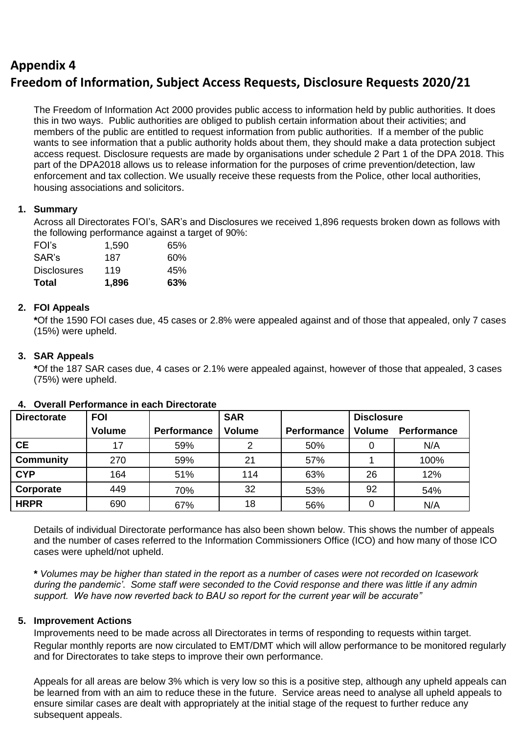# Appendix 4

# Freedom of Information, Subject Access Requests, Disclosure Requests 2020/21

The Freedom of Information Act 2000 provides public access to information held by public authorities. It does this in two ways. Public authorities are obliged to publish certain information about their activities; and members of the public are entitled to request information from public authorities. If a member of the public wants to see information that a public authority holds about them, they should make a data protection subject access request. Disclosure requests are made by organisations under schedule 2 Part 1 of the DPA 2018. This part of the DPA2018 allows us to release information for the purposes of crime prevention/detection, law enforcement and tax collection. We usually receive these requests from the Police, other local authorities, housing associations and solicitors.

1. **Summary**

   Across all Directorates FOI's, SAR's and Disclosures we received 1,896 requests broken down as follows with the following performance against a target of 90%:

| | | |
|---|---|---|
| FOI's | 1,590 | 65% |
| SAR's | 187 | 60% |
| Disclosures | 119 | 45% |
| **Total** | **1,896** | **63%** |

2. **FOI Appeals**

   **\***Of the 1590 FOI cases due, 45 cases or 2.8% were appealed against and of those that appealed, only 7 cases (15%) were upheld.

3. **SAR Appeals**

   **\***Of the 187 SAR cases due, 4 cases or 2.1% were appealed against, however of those that appealed, 3 cases (75%) were upheld.

4. **Overall Performance in each Directorate**

| Directorate | FOI | | SAR | | Disclosure | |
|---|---|---|---|---|---|---|
| | Volume | Performance | Volume | Performance | Volume | Performance |
| **CE** | 17 | 59% | 2 | 50% | 0 | N/A |
| **Community** | 270 | 59% | 21 | 57% | 1 | 100% |
| **CYP** | 164 | 51% | 114 | 63% | 26 | 12% |
| **Corporate** | 449 | 70% | 32 | 53% | 92 | 54% |
| **HRPR** | 690 | 67% | 18 | 56% | 0 | N/A |

Details of individual Directorate performance has also been shown below. This shows the number of appeals and the number of cases referred to the Information Commissioners Office (ICO) and how many of those ICO cases were upheld/not upheld.

**\*** *Volumes may be higher than stated in the report as a number of cases were not recorded on Icasework during the pandemic'. Some staff were seconded to the Covid response and there was little if any admin support. We have now reverted back to BAU so report for the current year will be accurate"*

5. **Improvement Actions**

   Improvements need to be made across all Directorates in terms of responding to requests within target. Regular monthly reports are now circulated to EMT/DMT which will allow performance to be monitored regularly and for Directorates to take steps to improve their own performance.

   Appeals for all areas are below 3% which is very low so this is a positive step, although any upheld appeals can be learned from with an aim to reduce these in the future. Service areas need to analyse all upheld appeals to ensure similar cases are dealt with appropriately at the initial stage of the request to further reduce any subsequent appeals.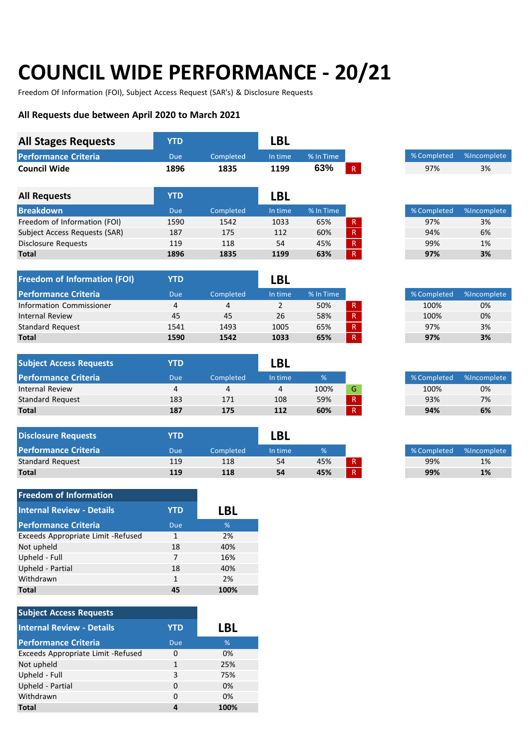# COUNCIL WIDE PERFORMANCE - 20/21

Freedom Of Information (FOI), Subject Access Request (SAR's) & Disclosure Requests

**All Requests due between April 2020 to March 2021**

| All Stages Requests | YTD | | LBL | | | | % Completed | %Incomplete |
|---|---|---|---|---|---|---|---|---|
| **Performance Criteria** | Due | Completed | In time | % In Time | | | | |
| **Council Wide** | **1896** | **1835** | **1199** | **63%** | R | | 97% | 3% |

| All Requests | YTD | | LBL | | | | % Completed | %Incomplete |
|---|---|---|---|---|---|---|---|---|
| **Breakdown** | Due | Completed | In time | % In Time | | | | |
| Freedom of Information (FOI) | 1590 | 1542 | 1033 | 65% | R | | 97% | 3% |
| Subject Access Requests (SAR) | 187 | 175 | 112 | 60% | R | | 94% | 6% |
| Disclosure Requests | 119 | 118 | 54 | 45% | R | | 99% | 1% |
| **Total** | **1896** | **1835** | **1199** | **63%** | R | | **97%** | **3%** |

| Freedom of Information (FOI) | YTD | | LBL | | | | % Completed | %Incomplete |
|---|---|---|---|---|---|---|---|---|
| **Performance Criteria** | Due | Completed | In time | % In Time | | | | |
| Information Commissioner | 4 | 4 | 2 | 50% | R | | 100% | 0% |
| Internal Review | 45 | 45 | 26 | 58% | R | | 100% | 0% |
| Standard Request | 1541 | 1493 | 1005 | 65% | R | | 97% | 3% |
| **Total** | **1590** | **1542** | **1033** | **65%** | R | | **97%** | **3%** |

| Subject Access Requests | YTD | | LBL | | | | % Completed | %Incomplete |
|---|---|---|---|---|---|---|---|---|
| **Performance Criteria** | Due | Completed | In time | % | | | | |
| Internal Review | 4 | 4 | 4 | 100% | G | | 100% | 0% |
| Standard Request | 183 | 171 | 108 | 59% | R | | 93% | 7% |
| **Total** | **187** | **175** | **112** | **60%** | R | | **94%** | **6%** |

| Disclosure Requests | YTD | | LBL | | | | % Completed | %Incomplete |
|---|---|---|---|---|---|---|---|---|
| **Performance Criteria** | Due | Completed | In time | % | | | | |
| Standard Request | 119 | 118 | 54 | 45% | R | | 99% | 1% |
| **Total** | **119** | **118** | **54** | **45%** | R | | **99%** | **1%** |

| Freedom of Information | | |
|---|---|---|
| **Internal Review - Details** | YTD | LBL |
| **Performance Criteria** | Due | % |
| Exceeds Appropriate Limit -Refused | 1 | 2% |
| Not upheld | 18 | 40% |
| Upheld - Full | 7 | 16% |
| Upheld - Partial | 18 | 40% |
| Withdrawn | 1 | 2% |
| **Total** | **45** | **100%** |

| Subject Access Requests | | |
|---|---|---|
| **Internal Review - Details** | YTD | LBL |
| **Performance Criteria** | Due | % |
| Exceeds Appropriate Limit -Refused | 0 | 0% |
| Not upheld | 1 | 25% |
| Upheld - Full | 3 | 75% |
| Upheld - Partial | 0 | 0% |
| Withdrawn | 0 | 0% |
| **Total** | **4** | **100%** |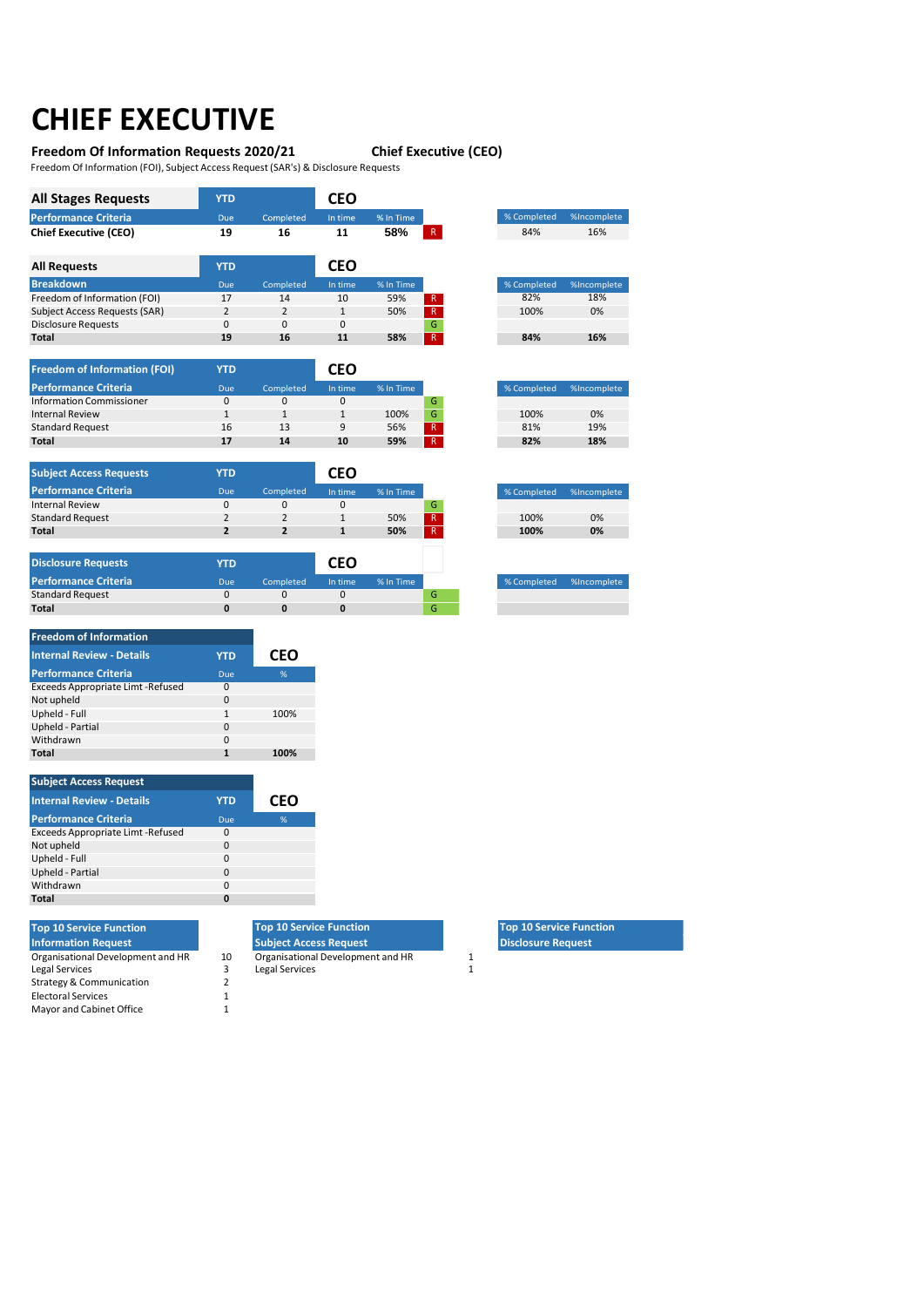# CHIEF EXECUTIVE

**Freedom Of Information Requests 2020/21** **Chief Executive (CEO)**

Freedom Of Information (FOI), Subject Access Request (SAR's) & Disclosure Requests

| All Stages Requests | YTD | | CEO | | | | % Completed | %Incomplete |
|---|---|---|---|---|---|---|---|---|
| **Performance Criteria** | Due | Completed | In time | % In Time | | | | |
| **Chief Executive (CEO)** | **19** | **16** | **11** | **58%** | R | | 84% | 16% |

| All Requests | YTD | | CEO | | | | % Completed | %Incomplete |
|---|---|---|---|---|---|---|---|---|
| **Breakdown** | Due | Completed | In time | % In Time | | | | |
| Freedom of Information (FOI) | 17 | 14 | 10 | 59% | R | | 82% | 18% |
| Subject Access Requests (SAR) | 2 | 2 | 1 | 50% | R | | 100% | 0% |
| Disclosure Requests | 0 | 0 | 0 | | G | | | |
| **Total** | **19** | **16** | **11** | **58%** | R | | **84%** | **16%** |

| Freedom of Information (FOI) | YTD | | CEO | | | | % Completed | %Incomplete |
|---|---|---|---|---|---|---|---|---|
| **Performance Criteria** | Due | Completed | In time | % In Time | | | | |
| Information Commissioner | 0 | 0 | 0 | | G | | | |
| Internal Review | 1 | 1 | 1 | 100% | G | | 100% | 0% |
| Standard Request | 16 | 13 | 9 | 56% | R | | 81% | 19% |
| **Total** | **17** | **14** | **10** | **59%** | R | | **82%** | **18%** |

| Subject Access Requests | YTD | | CEO | | | | % Completed | %Incomplete |
|---|---|---|---|---|---|---|---|---|
| **Performance Criteria** | Due | Completed | In time | % In Time | | | | |
| Internal Review | 0 | 0 | 0 | | G | | | |
| Standard Request | 2 | 2 | 1 | 50% | R | | 100% | 0% |
| **Total** | **2** | **2** | **1** | **50%** | R | | **100%** | **0%** |

| Disclosure Requests | YTD | | CEO | | | | % Completed | %Incomplete |
|---|---|---|---|---|---|---|---|---|
| **Performance Criteria** | Due | Completed | In time | % In Time | | | | |
| Standard Request | 0 | 0 | 0 | | G | | | |
| **Total** | **0** | **0** | **0** | | G | | | |

| Freedom of Information<br>Internal Review - Details | YTD | CEO |
|---|---|---|
| **Performance Criteria** | Due | % |
| Exceeds Appropriate Limt -Refused | 0 | |
| Not upheld | 0 | |
| Upheld - Full | 1 | 100% |
| Upheld - Partial | 0 | |
| Withdrawn | 0 | |
| **Total** | **1** | **100%** |

| Subject Access Request<br>Internal Review - Details | YTD | CEO |
|---|---|---|
| **Performance Criteria** | Due | % |
| Exceeds Appropriate Limt -Refused | 0 | |
| Not upheld | 0 | |
| Upheld - Full | 0 | |
| Upheld - Partial | 0 | |
| Withdrawn | 0 | |
| **Total** | **0** | |

| Top 10 Service Function<br>Information Request | |
|---|---|
| Organisational Development and HR | 10 |
| Legal Services | 3 |
| Strategy & Communication | 2 |
| Electoral Services | 1 |
| Mayor and Cabinet Office | 1 |

| Top 10 Service Function<br>Subject Access Request | |
|---|---|
| Organisational Development and HR | 1 |
| Legal Services | 1 |

| Top 10 Service Function<br>Disclosure Request | |
|---|---|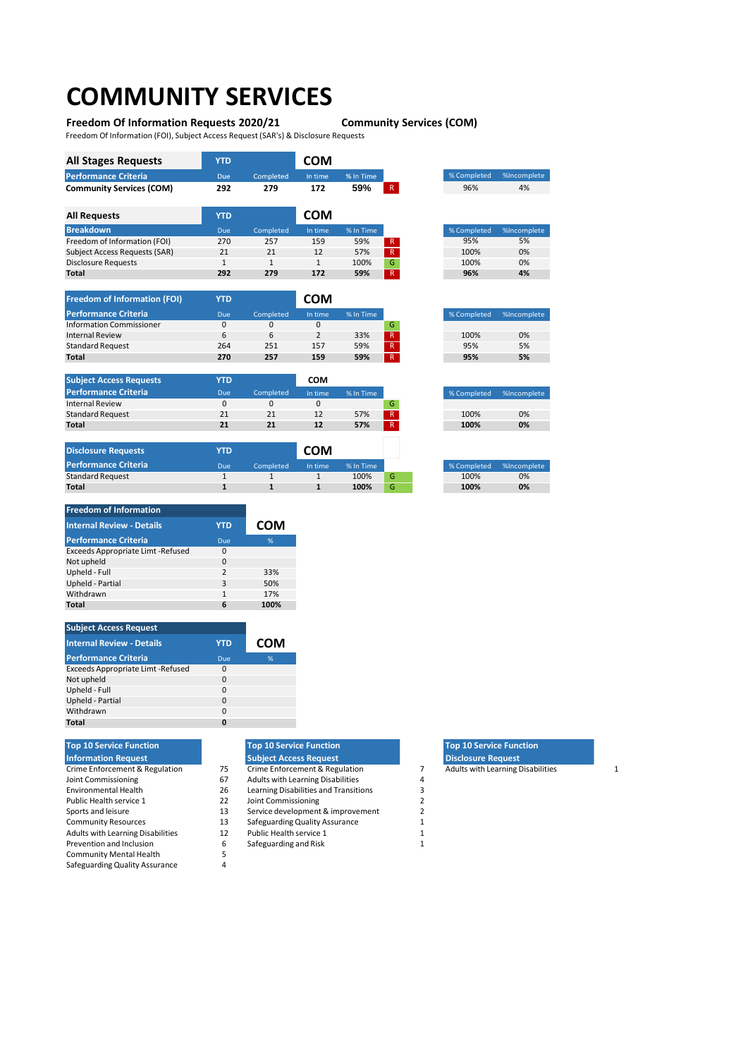# COMMUNITY SERVICES

**Freedom Of Information Requests 2020/21** **Community Services (COM)**

Freedom Of Information (FOI), Subject Access Request (SAR's) & Disclosure Requests

| All Stages Requests | YTD | | COM | | | | % Completed | %Incomplete |
|---|---|---|---|---|---|---|---|---|
| Performance Criteria | Due | Completed | In time | % In Time | | | | |
| **Community Services (COM)** | **292** | **279** | **172** | **59%** | R | | 96% | 4% |

| All Requests | YTD | | COM | | | % Completed | %Incomplete |
|---|---|---|---|---|---|---|---|
| Breakdown | Due | Completed | In time | % In Time | | | |
| Freedom of Information (FOI) | 270 | 257 | 159 | 59% | R | 95% | 5% |
| Subject Access Requests (SAR) | 21 | 21 | 12 | 57% | R | 100% | 0% |
| Disclosure Requests | 1 | 1 | 1 | 100% | G | 100% | 0% |
| **Total** | **292** | **279** | **172** | **59%** | R | **96%** | **4%** |

| Freedom of Information (FOI) | YTD | | COM | | | % Completed | %Incomplete |
|---|---|---|---|---|---|---|---|
| Performance Criteria | Due | Completed | In time | % In Time | | | |
| Information Commissioner | 0 | 0 | 0 | | G | | |
| Internal Review | 6 | 6 | 2 | 33% | R | 100% | 0% |
| Standard Request | 264 | 251 | 157 | 59% | R | 95% | 5% |
| **Total** | **270** | **257** | **159** | **59%** | R | **95%** | **5%** |

| Subject Access Requests | YTD | | COM | | | % Completed | %Incomplete |
|---|---|---|---|---|---|---|---|
| Performance Criteria | Due | Completed | In time | % In Time | | | |
| Internal Review | 0 | 0 | 0 | | G | | |
| Standard Request | 21 | 21 | 12 | 57% | R | 100% | 0% |
| **Total** | **21** | **21** | **12** | **57%** | R | **100%** | **0%** |

| Disclosure Requests | YTD | | COM | | | % Completed | %Incomplete |
|---|---|---|---|---|---|---|---|
| Performance Criteria | Due | Completed | In time | % In Time | | | |
| Standard Request | 1 | 1 | 1 | 100% | G | 100% | 0% |
| **Total** | **1** | **1** | **1** | **100%** | G | **100%** | **0%** |

| Freedom of Information | | |
|---|---|---|
| Internal Review - Details | YTD | COM |
| Performance Criteria | Due | % |
| Exceeds Appropriate Limt -Refused | 0 | |
| Not upheld | 0 | |
| Upheld - Full | 2 | 33% |
| Upheld - Partial | 3 | 50% |
| Withdrawn | 1 | 17% |
| **Total** | **6** | **100%** |

| Subject Access Request | | |
|---|---|---|
| Internal Review - Details | YTD | COM |
| Performance Criteria | Due | % |
| Exceeds Appropriate Limt -Refused | 0 | |
| Not upheld | 0 | |
| Upheld - Full | 0 | |
| Upheld - Partial | 0 | |
| Withdrawn | 0 | |
| **Total** | **0** | |

| Top 10 Service Function Information Request | |
|---|---|
| Crime Enforcement & Regulation | 75 |
| Joint Commissioning | 67 |
| Environmental Health | 26 |
| Public Health service 1 | 22 |
| Sports and leisure | 13 |
| Community Resources | 13 |
| Adults with Learning Disabilities | 12 |
| Prevention and Inclusion | 6 |
| Community Mental Health | 5 |
| Safeguarding Quality Assurance | 4 |

| Top 10 Service Function Subject Access Request | |
|---|---|
| Crime Enforcement & Regulation | 7 |
| Adults with Learning Disabilities | 4 |
| Learning Disabilities and Transitions | 3 |
| Joint Commissioning | 2 |
| Service development & improvement | 2 |
| Safeguarding Quality Assurance | 1 |
| Public Health service 1 | 1 |
| Safeguarding and Risk | 1 |

| Top 10 Service Function Disclosure Request | |
|---|---|
| Adults with Learning Disabilities | 1 |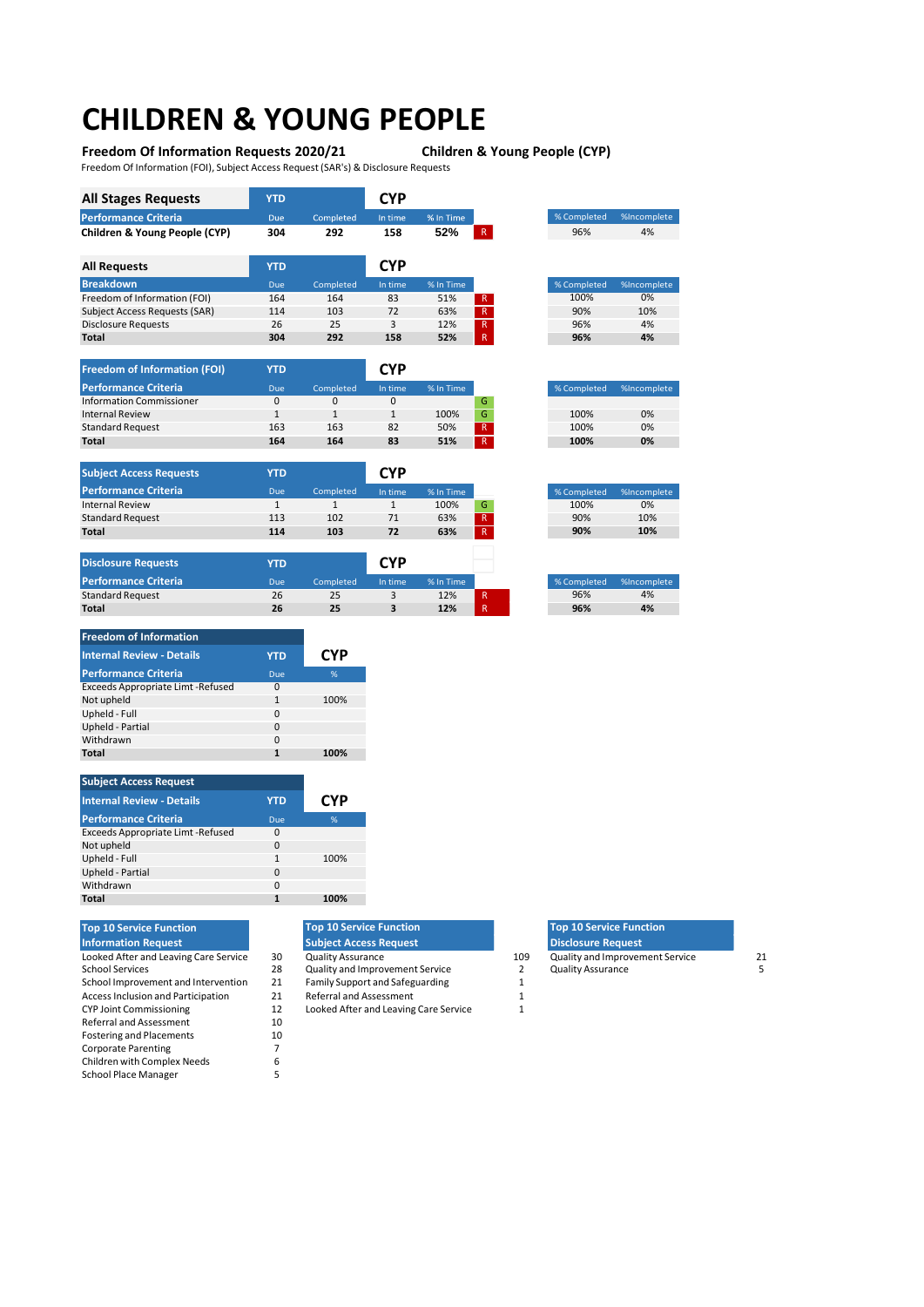# CHILDREN & YOUNG PEOPLE

**Freedom Of Information Requests 2020/21** **Children & Young People (CYP)**

Freedom Of Information (FOI), Subject Access Request (SAR's) & Disclosure Requests

| All Stages Requests | YTD | | CYP | | | | % Completed | %Incomplete |
|---|---|---|---|---|---|---|---|---|
| Performance Criteria | Due | Completed | In time | % In Time | | | | |
| **Children & Young People (CYP)** | **304** | **292** | **158** | **52%** | R | | 96% | 4% |

| All Requests | YTD | | CYP | | | | % Completed | %Incomplete |
|---|---|---|---|---|---|---|---|---|
| Breakdown | Due | Completed | In time | % In Time | | | | |
| Freedom of Information (FOI) | 164 | 164 | 83 | 51% | R | | 100% | 0% |
| Subject Access Requests (SAR) | 114 | 103 | 72 | 63% | R | | 90% | 10% |
| Disclosure Requests | 26 | 25 | 3 | 12% | R | | 96% | 4% |
| **Total** | **304** | **292** | **158** | **52%** | R | | **96%** | **4%** |

| Freedom of Information (FOI) | YTD | | CYP | | | | % Completed | %Incomplete |
|---|---|---|---|---|---|---|---|---|
| Performance Criteria | Due | Completed | In time | % In Time | | | | |
| Information Commissioner | 0 | 0 | 0 | | G | | | |
| Internal Review | 1 | 1 | 1 | 100% | G | | 100% | 0% |
| Standard Request | 163 | 163 | 82 | 50% | R | | 100% | 0% |
| **Total** | **164** | **164** | **83** | **51%** | R | | **100%** | **0%** |

| Subject Access Requests | YTD | | CYP | | | | % Completed | %Incomplete |
|---|---|---|---|---|---|---|---|---|
| Performance Criteria | Due | Completed | In time | % In Time | | | | |
| Internal Review | 1 | 1 | 1 | 100% | G | | 100% | 0% |
| Standard Request | 113 | 102 | 71 | 63% | R | | 90% | 10% |
| **Total** | **114** | **103** | **72** | **63%** | R | | **90%** | **10%** |

| Disclosure Requests | YTD | | CYP | | | | % Completed | %Incomplete |
|---|---|---|---|---|---|---|---|---|
| Performance Criteria | Due | Completed | In time | % In Time | | | | |
| Standard Request | 26 | 25 | 3 | 12% | R | | 96% | 4% |
| **Total** | **26** | **25** | **3** | **12%** | R | | **96%** | **4%** |

**Freedom of Information**

| Internal Review - Details | YTD | CYP |
|---|---|---|
| Performance Criteria | Due | % |
| Exceeds Appropriate Limt -Refused | 0 | |
| Not upheld | 1 | 100% |
| Upheld - Full | 0 | |
| Upheld - Partial | 0 | |
| Withdrawn | 0 | |
| **Total** | **1** | **100%** |

**Subject Access Request**

| Internal Review - Details | YTD | CYP |
|---|---|---|
| Performance Criteria | Due | % |
| Exceeds Appropriate Limt -Refused | 0 | |
| Not upheld | 0 | |
| Upheld - Full | 1 | 100% |
| Upheld - Partial | 0 | |
| Withdrawn | 0 | |
| **Total** | **1** | **100%** |

| Top 10 Service Function Information Request | |
|---|---|
| Looked After and Leaving Care Service | 30 |
| School Services | 28 |
| School Improvement and Intervention | 21 |
| Access Inclusion and Participation | 21 |
| CYP Joint Commissioning | 12 |
| Referral and Assessment | 10 |
| Fostering and Placements | 10 |
| Corporate Parenting | 7 |
| Children with Complex Needs | 6 |
| School Place Manager | 5 |

| Top 10 Service Function Subject Access Request | |
|---|---|
| Quality Assurance | 109 |
| Quality and Improvement Service | 2 |
| Family Support and Safeguarding | 1 |
| Referral and Assessment | 1 |
| Looked After and Leaving Care Service | 1 |

| Top 10 Service Function Disclosure Request | |
|---|---|
| Quality and Improvement Service | 21 |
| Quality Assurance | 5 |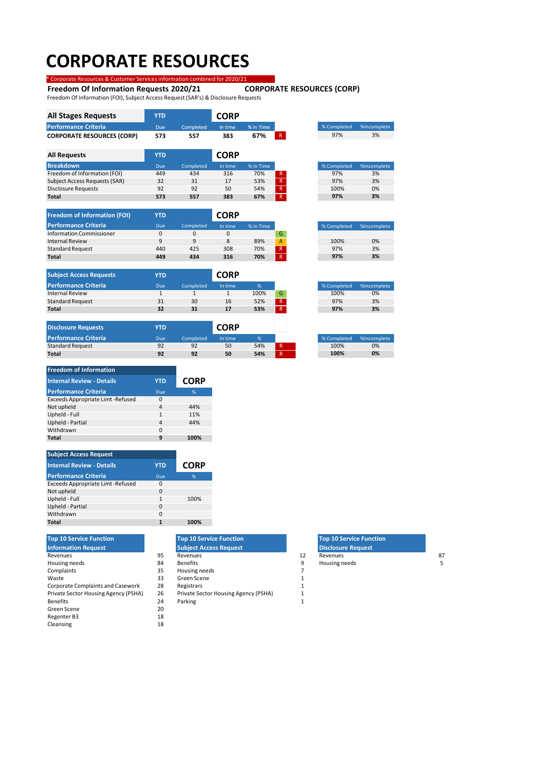# CORPORATE RESOURCES

* Corporate Resources & Customer Services information combined for 2020/21

**Freedom Of Information Requests 2020/21** **CORPORATE RESOURCES (CORP)**

Freedom Of Information (FOI), Subject Access Request (SAR's) & Disclosure Requests

| All Stages Requests | YTD | | CORP | | | | % Completed | %Incomplete |
|---|---|---|---|---|---|---|---|---|
| Performance Criteria | Due | Completed | In time | % In Time | | | | |
| **CORPORATE RESOURCES (CORP)** | **573** | **557** | **383** | **67%** | R | | 97% | 3% |

| All Requests | YTD | | CORP | | | | % Completed | %Incomplete |
|---|---|---|---|---|---|---|---|---|
| Breakdown | Due | Completed | In time | % In Time | | | | |
| Freedom of Information (FOI) | 449 | 434 | 316 | 70% | R | | 97% | 3% |
| Subject Access Requests (SAR) | 32 | 31 | 17 | 53% | R | | 97% | 3% |
| Disclosure Requests | 92 | 92 | 50 | 54% | R | | 100% | 0% |
| **Total** | **573** | **557** | **383** | **67%** | R | | **97%** | **3%** |

| Freedom of Information (FOI) | YTD | | CORP | | | | % Completed | %Incomplete |
|---|---|---|---|---|---|---|---|---|
| Performance Criteria | Due | Completed | In time | % In Time | | | | |
| Information Commissioner | 0 | 0 | 0 | | G | | | |
| Internal Review | 9 | 9 | 8 | 89% | A | | 100% | 0% |
| Standard Request | 440 | 425 | 308 | 70% | R | | 97% | 3% |
| **Total** | **449** | **434** | **316** | **70%** | R | | **97%** | **3%** |

| Subject Access Requests | YTD | | CORP | | | | % Completed | %Incomplete |
|---|---|---|---|---|---|---|---|---|
| Performance Criteria | Due | Completed | In time | % | | | | |
| Internal Review | 1 | 1 | 1 | 100% | G | | 100% | 0% |
| Standard Request | 31 | 30 | 16 | 52% | R | | 97% | 3% |
| **Total** | **32** | **31** | **17** | **53%** | R | | **97%** | **3%** |

| Disclosure Requests | YTD | | CORP | | | | % Completed | %Incomplete |
|---|---|---|---|---|---|---|---|---|
| Performance Criteria | Due | Completed | In time | % | | | | |
| Standard Request | 92 | 92 | 50 | 54% | R | | 100% | 0% |
| **Total** | **92** | **92** | **50** | **54%** | R | | **100%** | **0%** |

| Freedom of Information | | |
|---|---|---|
| Internal Review - Details | YTD | CORP |
| Performance Criteria | Due | % |
| Exceeds Appropriate Limt -Refused | 0 | |
| Not upheld | 4 | 44% |
| Upheld - Full | 1 | 11% |
| Upheld - Partial | 4 | 44% |
| Withdrawn | 0 | |
| **Total** | **9** | **100%** |

| Subject Access Request | | |
|---|---|---|
| Internal Review - Details | YTD | CORP |
| Performance Criteria | Due | % |
| Exceeds Appropriate Limt -Refused | 0 | |
| Not upheld | 0 | |
| Upheld - Full | 1 | 100% |
| Upheld - Partial | 0 | |
| Withdrawn | 0 | |
| **Total** | **1** | **100%** |

| Top 10 Service Function Information Request | |
|---|---|
| Revenues | 95 |
| Housing needs | 84 |
| Complaints | 35 |
| Waste | 33 |
| Corporate Complaints and Casework | 28 |
| Private Sector Housing Agency (PSHA) | 26 |
| Benefits | 24 |
| Green Scene | 20 |
| Regenter B3 | 18 |
| Cleansing | 18 |

| Top 10 Service Function Subject Access Request | |
|---|---|
| Revenues | 12 |
| Benefits | 9 |
| Housing needs | 7 |
| Green Scene | 1 |
| Registrars | 1 |
| Private Sector Housing Agency (PSHA) | 1 |
| Parking | 1 |

| Top 10 Service Function Disclosure Request | |
|---|---|
| Revenues | 87 |
| Housing needs | 5 |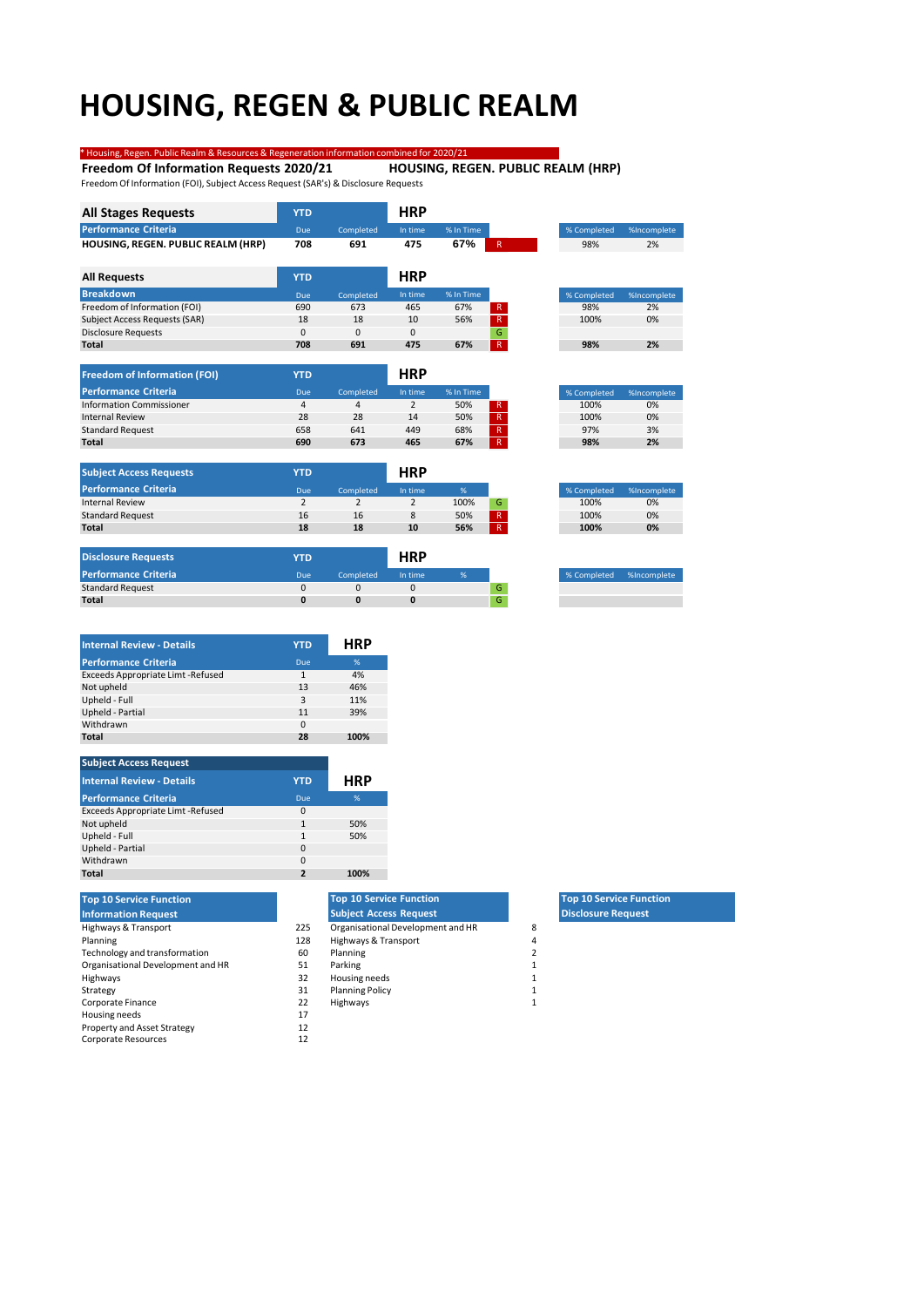# HOUSING, REGEN & PUBLIC REALM

* Housing, Regen. Public Realm & Resources & Regeneration information combined for 2020/21

**Freedom Of Information Requests 2020/21** **HOUSING, REGEN. PUBLIC REALM (HRP)**

Freedom Of Information (FOI), Subject Access Request (SAR's) & Disclosure Requests

| All Stages Requests | YTD | | HRP | | | % Completed | %Incomplete |
|---|---|---|---|---|---|---|---|
| Performance Criteria | Due | Completed | In time | % In Time | | | |
| **HOUSING, REGEN. PUBLIC REALM (HRP)** | **708** | **691** | **475** | **67%** | R | 98% | 2% |

| All Requests | YTD | | HRP | | | % Completed | %Incomplete |
|---|---|---|---|---|---|---|---|
| Breakdown | Due | Completed | In time | % In Time | | | |
| Freedom of Information (FOI) | 690 | 673 | 465 | 67% | R | 98% | 2% |
| Subject Access Requests (SAR) | 18 | 18 | 10 | 56% | R | 100% | 0% |
| Disclosure Requests | 0 | 0 | 0 | | G | | |
| **Total** | **708** | **691** | **475** | **67%** | R | **98%** | **2%** |

| Freedom of Information (FOI) | YTD | | HRP | | | % Completed | %Incomplete |
|---|---|---|---|---|---|---|---|
| Performance Criteria | Due | Completed | In time | % In Time | | | |
| Information Commissioner | 4 | 4 | 2 | 50% | R | 100% | 0% |
| Internal Review | 28 | 28 | 14 | 50% | R | 100% | 0% |
| Standard Request | 658 | 641 | 449 | 68% | R | 97% | 3% |
| **Total** | **690** | **673** | **465** | **67%** | R | **98%** | **2%** |

| Subject Access Requests | YTD | | HRP | | | % Completed | %Incomplete |
|---|---|---|---|---|---|---|---|
| Performance Criteria | Due | Completed | In time | % | | | |
| Internal Review | 2 | 2 | 2 | 100% | G | 100% | 0% |
| Standard Request | 16 | 16 | 8 | 50% | R | 100% | 0% |
| **Total** | **18** | **18** | **10** | **56%** | R | **100%** | **0%** |

| Disclosure Requests | YTD | | HRP | | | % Completed | %Incomplete |
|---|---|---|---|---|---|---|---|
| Performance Criteria | Due | Completed | In time | % | | | |
| Standard Request | 0 | 0 | 0 | | G | | |
| **Total** | **0** | **0** | **0** | | G | | |

| Internal Review - Details | YTD | HRP |
|---|---|---|
| Performance Criteria | Due | % |
| Exceeds Appropriate Limt -Refused | 1 | 4% |
| Not upheld | 13 | 46% |
| Upheld - Full | 3 | 11% |
| Upheld - Partial | 11 | 39% |
| Withdrawn | 0 | |
| **Total** | **28** | **100%** |

**Subject Access Request**

| Internal Review - Details | YTD | HRP |
|---|---|---|
| Performance Criteria | Due | % |
| Exceeds Appropriate Limt -Refused | 0 | |
| Not upheld | 1 | 50% |
| Upheld - Full | 1 | 50% |
| Upheld - Partial | 0 | |
| Withdrawn | 0 | |
| **Total** | **2** | **100%** |

| Top 10 Service Function Information Request | |
|---|---|
| Highways & Transport | 225 |
| Planning | 128 |
| Technology and transformation | 60 |
| Organisational Development and HR | 51 |
| Highways | 32 |
| Strategy | 31 |
| Corporate Finance | 22 |
| Housing needs | 17 |
| Property and Asset Strategy | 12 |
| Corporate Resources | 12 |

| Top 10 Service Function Subject Access Request | |
|---|---|
| Organisational Development and HR | 8 |
| Highways & Transport | 4 |
| Planning | 2 |
| Parking | 1 |
| Housing needs | 1 |
| Planning Policy | 1 |
| Highways | 1 |

| Top 10 Service Function Disclosure Request |
|---|